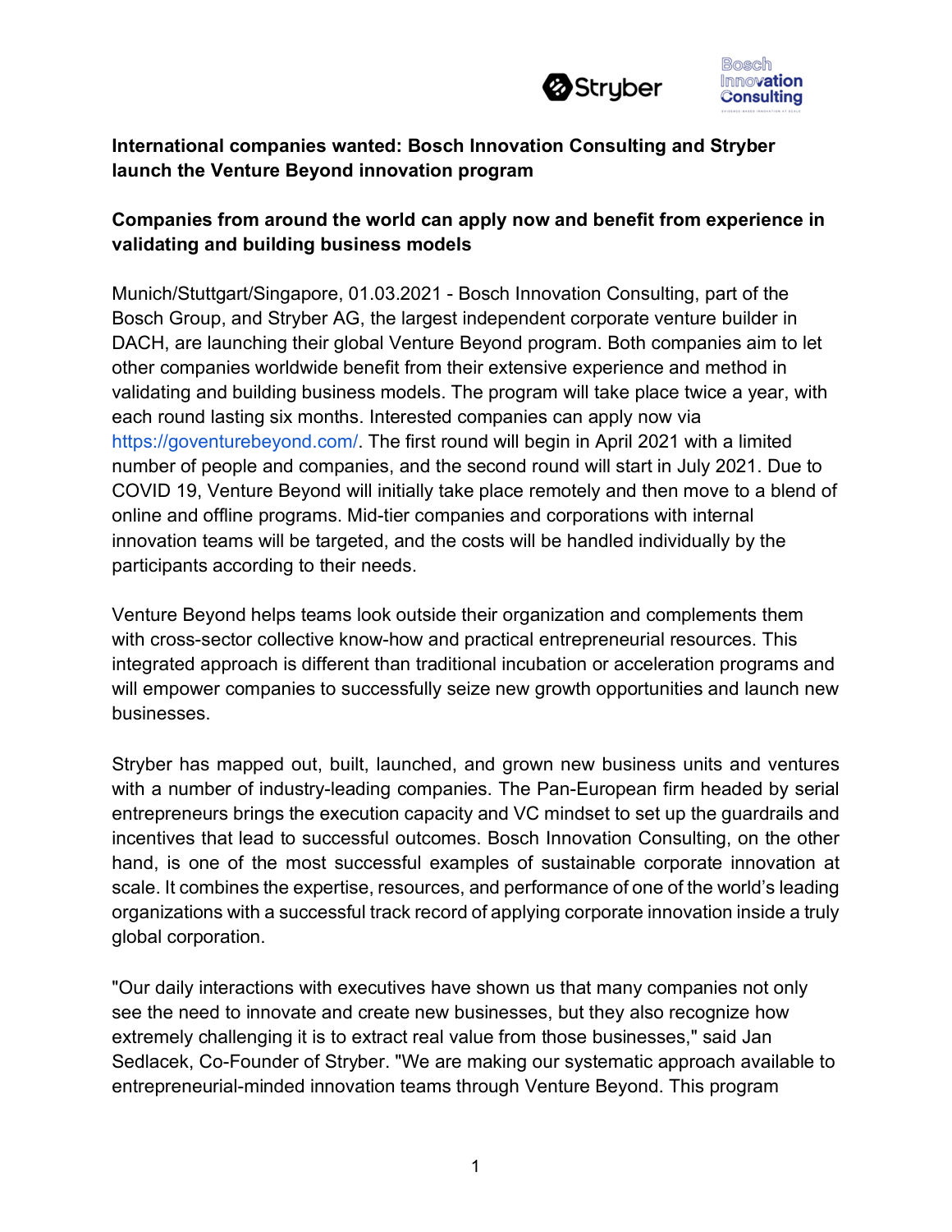**International companies wanted: Bosch Innovation Consulting and Stryber launch the Venture Beyond innovation program**

**Companies from around the world can apply now and benefit from experience in validating and building business models**

Munich/Stuttgart/Singapore, 01.03.2021 - Bosch Innovation Consulting, part of the Bosch Group, and Stryber AG, the largest independent corporate venture builder in DACH, are launching their global Venture Beyond program. Both companies aim to let other companies worldwide benefit from their extensive experience and method in validating and building business models. The program will take place twice a year, with each round lasting six months. Interested companies can apply now via https://goventurebeyond.com/. The first round will begin in April 2021 with a limited number of people and companies, and the second round will start in July 2021. Due to COVID 19, Venture Beyond will initially take place remotely and then move to a blend of online and offline programs. Mid-tier companies and corporations with internal innovation teams will be targeted, and the costs will be handled individually by the participants according to their needs.

Venture Beyond helps teams look outside their organization and complements them with cross-sector collective know-how and practical entrepreneurial resources. This integrated approach is different than traditional incubation or acceleration programs and will empower companies to successfully seize new growth opportunities and launch new businesses.

Stryber has mapped out, built, launched, and grown new business units and ventures with a number of industry-leading companies. The Pan-European firm headed by serial entrepreneurs brings the execution capacity and VC mindset to set up the guardrails and incentives that lead to successful outcomes. Bosch Innovation Consulting, on the other hand, is one of the most successful examples of sustainable corporate innovation at scale. It combines the expertise, resources, and performance of one of the world's leading organizations with a successful track record of applying corporate innovation inside a truly global corporation.

"Our daily interactions with executives have shown us that many companies not only see the need to innovate and create new businesses, but they also recognize how extremely challenging it is to extract real value from those businesses," said Jan Sedlacek, Co-Founder of Stryber. "We are making our systematic approach available to entrepreneurial-minded innovation teams through Venture Beyond. This program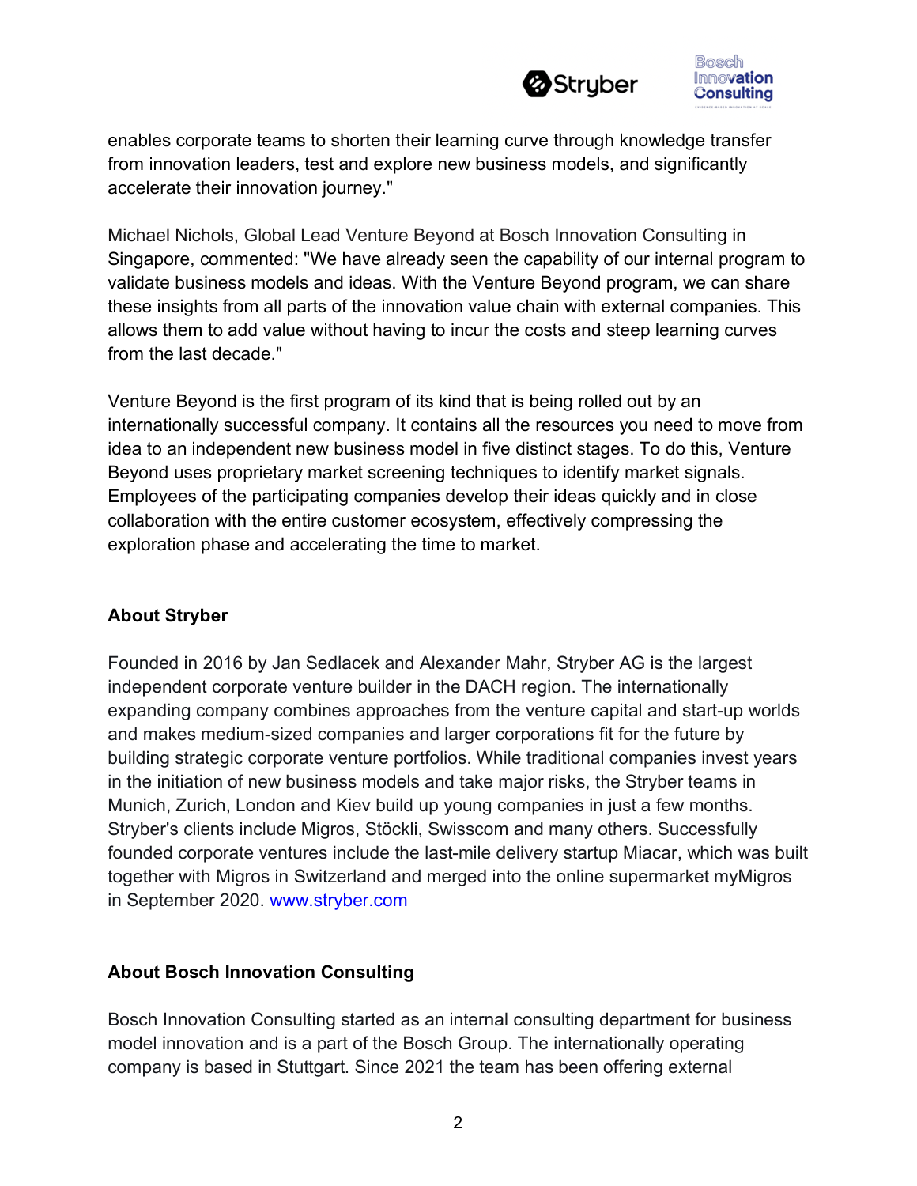enables corporate teams to shorten their learning curve through knowledge transfer from innovation leaders, test and explore new business models, and significantly accelerate their innovation journey."

Michael Nichols, Global Lead Venture Beyond at Bosch Innovation Consulting in Singapore, commented: "We have already seen the capability of our internal program to validate business models and ideas. With the Venture Beyond program, we can share these insights from all parts of the innovation value chain with external companies. This allows them to add value without having to incur the costs and steep learning curves from the last decade."

Venture Beyond is the first program of its kind that is being rolled out by an internationally successful company. It contains all the resources you need to move from idea to an independent new business model in five distinct stages. To do this, Venture Beyond uses proprietary market screening techniques to identify market signals. Employees of the participating companies develop their ideas quickly and in close collaboration with the entire customer ecosystem, effectively compressing the exploration phase and accelerating the time to market.

## About Stryber

Founded in 2016 by Jan Sedlacek and Alexander Mahr, Stryber AG is the largest independent corporate venture builder in the DACH region. The internationally expanding company combines approaches from the venture capital and start-up worlds and makes medium-sized companies and larger corporations fit for the future by building strategic corporate venture portfolios. While traditional companies invest years in the initiation of new business models and take major risks, the Stryber teams in Munich, Zurich, London and Kiev build up young companies in just a few months. Stryber's clients include Migros, Stöckli, Swisscom and many others. Successfully founded corporate ventures include the last-mile delivery startup Miacar, which was built together with Migros in Switzerland and merged into the online supermarket myMigros in September 2020. www.stryber.com

## About Bosch Innovation Consulting

Bosch Innovation Consulting started as an internal consulting department for business model innovation and is a part of the Bosch Group. The internationally operating company is based in Stuttgart. Since 2021 the team has been offering external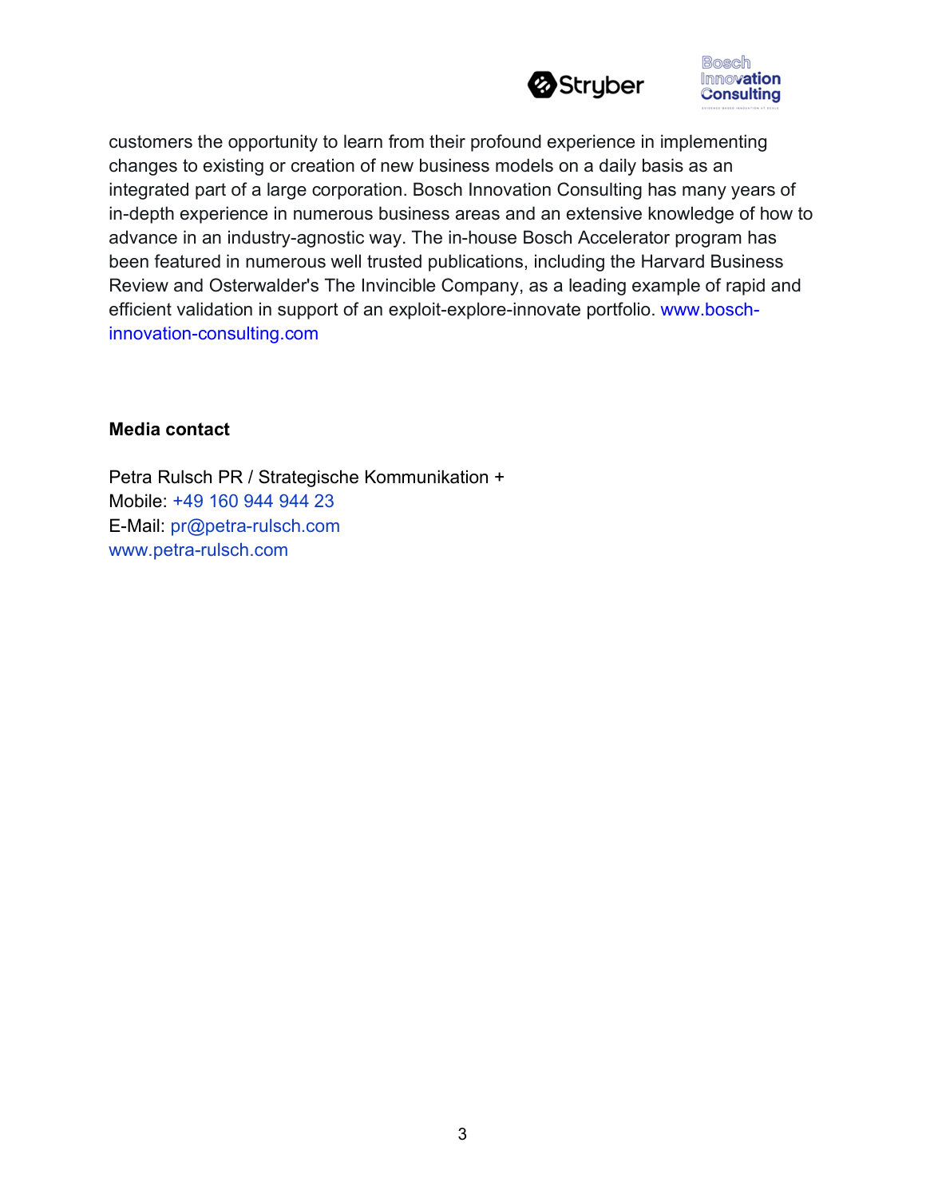customers the opportunity to learn from their profound experience in implementing changes to existing or creation of new business models on a daily basis as an integrated part of a large corporation. Bosch Innovation Consulting has many years of in-depth experience in numerous business areas and an extensive knowledge of how to advance in an industry-agnostic way. The in-house Bosch Accelerator program has been featured in numerous well trusted publications, including the Harvard Business Review and Osterwalder's The Invincible Company, as a leading example of rapid and efficient validation in support of an exploit-explore-innovate portfolio. www.bosch-innovation-consulting.com

**Media contact**

Petra Rulsch PR / Strategische Kommunikation +
Mobile: +49 160 944 944 23
E-Mail: pr@petra-rulsch.com
www.petra-rulsch.com